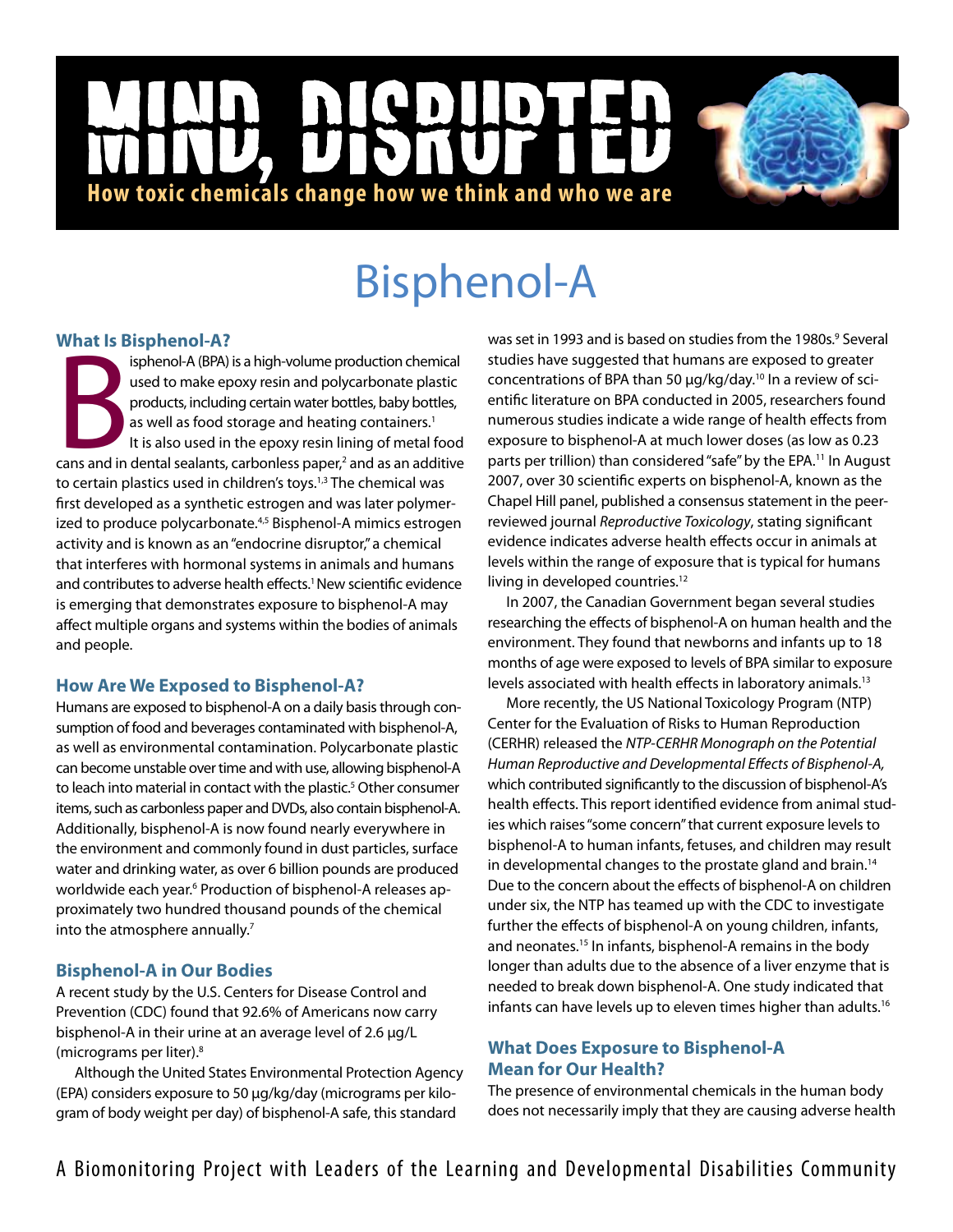# MIND, DISRUPTED

**How toxic chemicals change how we think and who we are**

# Bisphenol-A

## What Is Bisphenol-A?

Bisphenol-A (BPA) is a high-volume production chemical used to make epoxy resin and polycarbonate plastic products, including certain water bottles, baby bottles, as well as food storage and heating containers.[1] It is also used in the epoxy resin lining of metal food cans and in dental sealants, carbonless paper,[2] and as an additive to certain plastics used in children's toys.[1,3] The chemical was first developed as a synthetic estrogen and was later polymerized to produce polycarbonate.[4,5] Bisphenol-A mimics estrogen activity and is known as an "endocrine disruptor," a chemical that interferes with hormonal systems in animals and humans and contributes to adverse health effects.[1] New scientific evidence is emerging that demonstrates exposure to bisphenol-A may affect multiple organs and systems within the bodies of animals and people.

## How Are We Exposed to Bisphenol-A?

Humans are exposed to bisphenol-A on a daily basis through consumption of food and beverages contaminated with bisphenol-A, as well as environmental contamination. Polycarbonate plastic can become unstable over time and with use, allowing bisphenol-A to leach into material in contact with the plastic.[5] Other consumer items, such as carbonless paper and DVDs, also contain bisphenol-A. Additionally, bisphenol-A is now found nearly everywhere in the environment and commonly found in dust particles, surface water and drinking water, as over 6 billion pounds are produced worldwide each year.[6] Production of bisphenol-A releases approximately two hundred thousand pounds of the chemical into the atmosphere annually.[7]

## Bisphenol-A in Our Bodies

A recent study by the U.S. Centers for Disease Control and Prevention (CDC) found that 92.6% of Americans now carry bisphenol-A in their urine at an average level of 2.6 µg/L (micrograms per liter).[8]

Although the United States Environmental Protection Agency (EPA) considers exposure to 50 µg/kg/day (micrograms per kilogram of body weight per day) of bisphenol-A safe, this standard was set in 1993 and is based on studies from the 1980s.[9] Several studies have suggested that humans are exposed to greater concentrations of BPA than 50 µg/kg/day.[10] In a review of scientific literature on BPA conducted in 2005, researchers found numerous studies indicate a wide range of health effects from exposure to bisphenol-A at much lower doses (as low as 0.23 parts per trillion) than considered "safe" by the EPA.[11] In August 2007, over 30 scientific experts on bisphenol-A, known as the Chapel Hill panel, published a consensus statement in the peer-reviewed journal *Reproductive Toxicology*, stating significant evidence indicates adverse health effects occur in animals at levels within the range of exposure that is typical for humans living in developed countries.[12]

In 2007, the Canadian Government began several studies researching the effects of bisphenol-A on human health and the environment. They found that newborns and infants up to 18 months of age were exposed to levels of BPA similar to exposure levels associated with health effects in laboratory animals.[13]

More recently, the US National Toxicology Program (NTP) Center for the Evaluation of Risks to Human Reproduction (CERHR) released the *NTP-CERHR Monograph on the Potential Human Reproductive and Developmental Effects of Bisphenol-A,* which contributed significantly to the discussion of bisphenol-A's health effects. This report identified evidence from animal studies which raises "some concern" that current exposure levels to bisphenol-A to human infants, fetuses, and children may result in developmental changes to the prostate gland and brain.[14] Due to the concern about the effects of bisphenol-A on children under six, the NTP has teamed up with the CDC to investigate further the effects of bisphenol-A on young children, infants, and neonates.[15] In infants, bisphenol-A remains in the body longer than adults due to the absence of a liver enzyme that is needed to break down bisphenol-A. One study indicated that infants can have levels up to eleven times higher than adults.[16]

## What Does Exposure to Bisphenol-A Mean for Our Health?

The presence of environmental chemicals in the human body does not necessarily imply that they are causing adverse health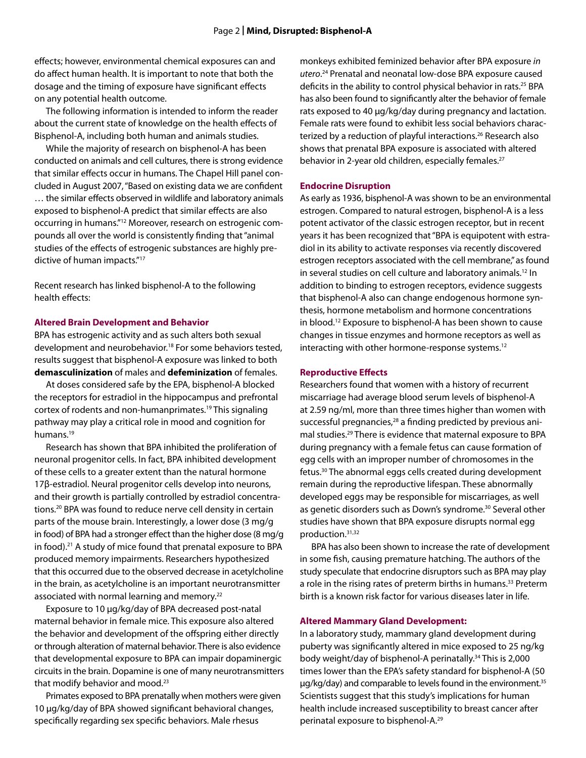effects; however, environmental chemical exposures can and do affect human health. It is important to note that both the dosage and the timing of exposure have significant effects on any potential health outcome.

The following information is intended to inform the reader about the current state of knowledge on the health effects of Bisphenol-A, including both human and animals studies.

While the majority of research on bisphenol-A has been conducted on animals and cell cultures, there is strong evidence that similar effects occur in humans. The Chapel Hill panel concluded in August 2007, "Based on existing data we are confident … the similar effects observed in wildlife and laboratory animals exposed to bisphenol-A predict that similar effects are also occurring in humans."[12] Moreover, research on estrogenic compounds all over the world is consistently finding that "animal studies of the effects of estrogenic substances are highly predictive of human impacts."[17]

Recent research has linked bisphenol-A to the following health effects:

### Altered Brain Development and Behavior

BPA has estrogenic activity and as such alters both sexual development and neurobehavior.[18] For some behaviors tested, results suggest that bisphenol-A exposure was linked to both **demasculinization** of males and **defeminization** of females.

At doses considered safe by the EPA, bisphenol-A blocked the receptors for estradiol in the hippocampus and prefrontal cortex of rodents and non-humanprimates.[19] This signaling pathway may play a critical role in mood and cognition for humans.[19]

Research has shown that BPA inhibited the proliferation of neuronal progenitor cells. In fact, BPA inhibited development of these cells to a greater extent than the natural hormone 17β-estradiol. Neural progenitor cells develop into neurons, and their growth is partially controlled by estradiol concentrations.[20] BPA was found to reduce nerve cell density in certain parts of the mouse brain. Interestingly, a lower dose (3 mg/g in food) of BPA had a stronger effect than the higher dose (8 mg/g in food).[21] A study of mice found that prenatal exposure to BPA produced memory impairments. Researchers hypothesized that this occurred due to the observed decrease in acetylcholine in the brain, as acetylcholine is an important neurotransmitter associated with normal learning and memory.[22]

Exposure to 10 µg/kg/day of BPA decreased post-natal maternal behavior in female mice. This exposure also altered the behavior and development of the offspring either directly or through alteration of maternal behavior. There is also evidence that developmental exposure to BPA can impair dopaminergic circuits in the brain. Dopamine is one of many neurotransmitters that modify behavior and mood.[23]

Primates exposed to BPA prenatally when mothers were given 10 µg/kg/day of BPA showed significant behavioral changes, specifically regarding sex specific behaviors. Male rhesus monkeys exhibited feminized behavior after BPA exposure *in utero*.[24] Prenatal and neonatal low-dose BPA exposure caused deficits in the ability to control physical behavior in rats.[25] BPA has also been found to significantly alter the behavior of female rats exposed to 40 µg/kg/day during pregnancy and lactation. Female rats were found to exhibit less social behaviors characterized by a reduction of playful interactions.[26] Research also shows that prenatal BPA exposure is associated with altered behavior in 2-year old children, especially females.[27]

### Endocrine Disruption

As early as 1936, bisphenol-A was shown to be an environmental estrogen. Compared to natural estrogen, bisphenol-A is a less potent activator of the classic estrogen receptor, but in recent years it has been recognized that "BPA is equipotent with estradiol in its ability to activate responses via recently discovered estrogen receptors associated with the cell membrane," as found in several studies on cell culture and laboratory animals.[12] In addition to binding to estrogen receptors, evidence suggests that bisphenol-A also can change endogenous hormone synthesis, hormone metabolism and hormone concentrations in blood.[12] Exposure to bisphenol-A has been shown to cause changes in tissue enzymes and hormone receptors as well as interacting with other hormone-response systems.[12]

### Reproductive Effects

Researchers found that women with a history of recurrent miscarriage had average blood serum levels of bisphenol-A at 2.59 ng/ml, more than three times higher than women with successful pregnancies,[28] a finding predicted by previous animal studies.[29] There is evidence that maternal exposure to BPA during pregnancy with a female fetus can cause formation of egg cells with an improper number of chromosomes in the fetus.[30] The abnormal eggs cells created during development remain during the reproductive lifespan. These abnormally developed eggs may be responsible for miscarriages, as well as genetic disorders such as Down's syndrome.[30] Several other studies have shown that BPA exposure disrupts normal egg production.[31,32]

BPA has also been shown to increase the rate of development in some fish, causing premature hatching. The authors of the study speculate that endocrine disruptors such as BPA may play a role in the rising rates of preterm births in humans.[33] Preterm birth is a known risk factor for various diseases later in life.

### Altered Mammary Gland Development:

In a laboratory study, mammary gland development during puberty was significantly altered in mice exposed to 25 ng/kg body weight/day of bisphenol-A perinatally.[34] This is 2,000 times lower than the EPA's safety standard for bisphenol-A (50 µg/kg/day) and comparable to levels found in the environment.[35] Scientists suggest that this study's implications for human health include increased susceptibility to breast cancer after perinatal exposure to bisphenol-A.[29]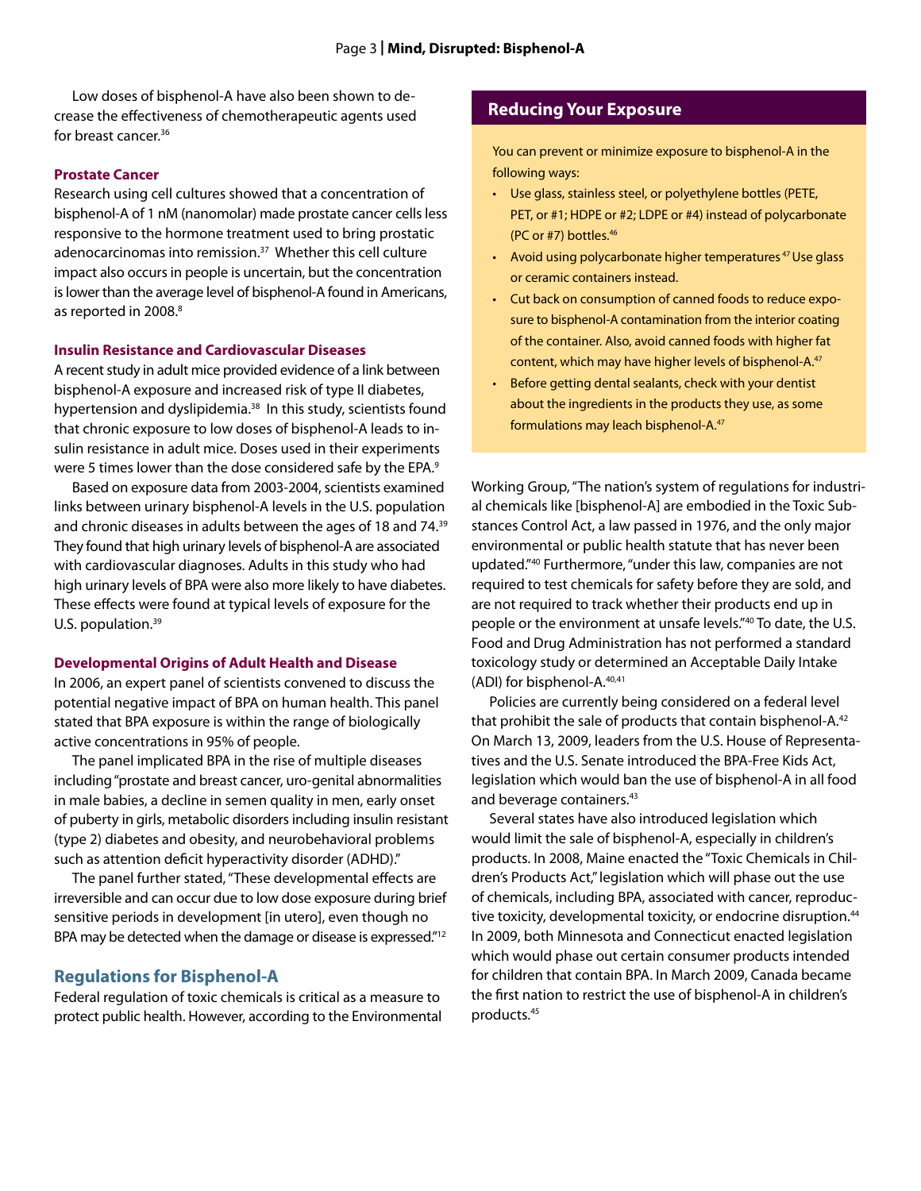Low doses of bisphenol-A have also been shown to decrease the effectiveness of chemotherapeutic agents used for breast cancer.[36]

### Prostate Cancer

Research using cell cultures showed that a concentration of bisphenol-A of 1 nM (nanomolar) made prostate cancer cells less responsive to the hormone treatment used to bring prostatic adenocarcinomas into remission.[37] Whether this cell culture impact also occurs in people is uncertain, but the concentration is lower than the average level of bisphenol-A found in Americans, as reported in 2008.[8]

### Insulin Resistance and Cardiovascular Diseases

A recent study in adult mice provided evidence of a link between bisphenol-A exposure and increased risk of type II diabetes, hypertension and dyslipidemia.[38] In this study, scientists found that chronic exposure to low doses of bisphenol-A leads to insulin resistance in adult mice. Doses used in their experiments were 5 times lower than the dose considered safe by the EPA.[9]

Based on exposure data from 2003-2004, scientists examined links between urinary bisphenol-A levels in the U.S. population and chronic diseases in adults between the ages of 18 and 74.[39] They found that high urinary levels of bisphenol-A are associated with cardiovascular diagnoses. Adults in this study who had high urinary levels of BPA were also more likely to have diabetes. These effects were found at typical levels of exposure for the U.S. population.[39]

### Developmental Origins of Adult Health and Disease

In 2006, an expert panel of scientists convened to discuss the potential negative impact of BPA on human health. This panel stated that BPA exposure is within the range of biologically active concentrations in 95% of people.

The panel implicated BPA in the rise of multiple diseases including "prostate and breast cancer, uro-genital abnormalities in male babies, a decline in semen quality in men, early onset of puberty in girls, metabolic disorders including insulin resistant (type 2) diabetes and obesity, and neurobehavioral problems such as attention deficit hyperactivity disorder (ADHD)."

The panel further stated, "These developmental effects are irreversible and can occur due to low dose exposure during brief sensitive periods in development [in utero], even though no BPA may be detected when the damage or disease is expressed."[12]

## Regulations for Bisphenol-A

Federal regulation of toxic chemicals is critical as a measure to protect public health. However, according to the Environmental Working Group, "The nation's system of regulations for industrial chemicals like [bisphenol-A] are embodied in the Toxic Substances Control Act, a law passed in 1976, and the only major environmental or public health statute that has never been updated."[40] Furthermore, "under this law, companies are not required to test chemicals for safety before they are sold, and are not required to track whether their products end up in people or the environment at unsafe levels."[40] To date, the U.S. Food and Drug Administration has not performed a standard toxicology study or determined an Acceptable Daily Intake (ADI) for bisphenol-A.[40,41]

Policies are currently being considered on a federal level that prohibit the sale of products that contain bisphenol-A.[42] On March 13, 2009, leaders from the U.S. House of Representatives and the U.S. Senate introduced the BPA-Free Kids Act, legislation which would ban the use of bisphenol-A in all food and beverage containers.[43]

Several states have also introduced legislation which would limit the sale of bisphenol-A, especially in children's products. In 2008, Maine enacted the "Toxic Chemicals in Children's Products Act," legislation which will phase out the use of chemicals, including BPA, associated with cancer, reproductive toxicity, developmental toxicity, or endocrine disruption.[44] In 2009, both Minnesota and Connecticut enacted legislation which would phase out certain consumer products intended for children that contain BPA. In March 2009, Canada became the first nation to restrict the use of bisphenol-A in children's products.[45]

## Reducing Your Exposure

You can prevent or minimize exposure to bisphenol-A in the following ways:

- Use glass, stainless steel, or polyethylene bottles (PETE, PET, or #1; HDPE or #2; LDPE or #4) instead of polycarbonate (PC or #7) bottles.[46]
- Avoid using polycarbonate higher temperatures[47] Use glass or ceramic containers instead.
- Cut back on consumption of canned foods to reduce exposure to bisphenol-A contamination from the interior coating of the container. Also, avoid canned foods with higher fat content, which may have higher levels of bisphenol-A.[47]
- Before getting dental sealants, check with your dentist about the ingredients in the products they use, as some formulations may leach bisphenol-A.[47]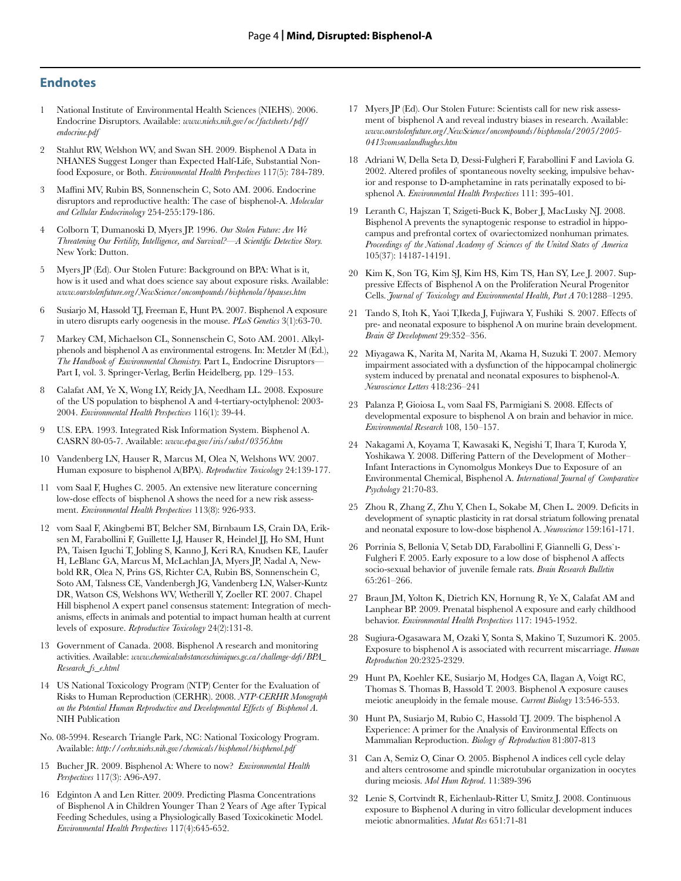## Endnotes

1. National Institute of Environmental Health Sciences (NIEHS). 2006. Endocrine Disruptors. Available: *www.niehs.nih.gov/oc/factsheets/pdf/endocrine.pdf*

2. Stahlut RW, Welshon WV, and Swan SH. 2009. Bisphenol A Data in NHANES Suggest Longer than Expected Half-Life, Substantial Non-food Exposure, or Both. *Environmental Health Perspectives* 117(5): 784-789.

3. Maffini MV, Rubin BS, Sonnenschein C, Soto AM. 2006. Endocrine disruptors and reproductive health: The case of bisphenol-A. *Molecular and Cellular Endocrinology* 254-255:179-186.

4. Colborn T, Dumanoski D, Myers JP. 1996. *Our Stolen Future: Are We Threatening Our Fertility, Intelligence, and Survival?—A Scientific Detective Story.* New York: Dutton.

5. Myers JP (Ed). Our Stolen Future: Background on BPA: What is it, how is it used and what does science say about exposure risks. Available: *www.ourstolenfuture.org/NewScience/oncompounds/bisphenola/bpauses.htm*

6. Susiarjo M, Hassold TJ, Freeman E, Hunt PA. 2007. Bisphenol A exposure in utero disrupts early oogenesis in the mouse. *PLoS Genetics* 3(1):63-70.

7. Markey CM, Michaelson CL, Sonnenschein C, Soto AM. 2001. Alkylphenols and bisphenol A as environmental estrogens. In: Metzler M (Ed.), *The Handbook of Environmental Chemistry.* Part L, Endocrine Disruptors—Part I, vol. 3. Springer-Verlag, Berlin Heidelberg, pp. 129–153.

8. Calafat AM, Ye X, Wong LY, Reidy JA, Needham LL. 2008. Exposure of the US population to bisphenol A and 4-tertiary-octylphenol: 2003-2004. *Environmental Health Perspectives* 116(1): 39-44.

9. U.S. EPA. 1993. Integrated Risk Information System. Bisphenol A. CASRN 80-05-7. Available: *www.epa.gov/iris/subst/0356.htm*

10. Vandenberg LN, Hauser R, Marcus M, Olea N, Welshons WV. 2007. Human exposure to bisphenol A(BPA). *Reproductive Toxicology* 24:139-177.

11. vom Saal F, Hughes C. 2005. An extensive new literature concerning low-dose effects of bisphenol A shows the need for a new risk assessment. *Environmental Health Perspectives* 113(8): 926-933.

12. vom Saal F, Akingbemi BT, Belcher SM, Birnbaum LS, Crain DA, Eriksen M, Farabollini F, Guillette LJ, Hauser R, Heindel JJ, Ho SM, Hunt PA, Taisen Iguchi T, Jobling S, Kanno J, Keri RA, Knudsen KE, Laufer H, LeBlanc GA, Marcus M, McLachlan JA, Myers JP, Nadal A, Newbold RR, Olea N, Prins GS, Richter CA, Rubin BS, Sonnenschein C, Soto AM, Talsness CE, Vandenbergh JG, Vandenberg LN, Walser-Kuntz DR, Watson CS, Welshons WV, Wetherill Y, Zoeller RT. 2007. Chapel Hill bisphenol A expert panel consensus statement: Integration of mechanisms, effects in animals and potential to impact human health at current levels of exposure. *Reproductive Toxicology* 24(2):131-8.

13. Government of Canada. 2008. Bisphenol A research and monitoring activities. Available: *www.chemicalsubstanceschimiques.gc.ca/challenge-defi/BPA_Research_fs_e.html*

14. US National Toxicology Program (NTP) Center for the Evaluation of Risks to Human Reproduction (CERHR). 2008. *NTP-CERHR Monograph on the Potential Human Reproductive and Developmental Effects of Bisphenol A.* NIH Publication

No. 08-5994. Research Triangle Park, NC: National Toxicology Program. Available: *http://cerhr.niehs.nih.gov/chemicals/bisphenol/bisphenol.pdf*

15. Bucher JR. 2009. Bisphenol A: Where to now? *Environmental Health Perspectives* 117(3): A96-A97.

16. Edginton A and Len Ritter. 2009. Predicting Plasma Concentrations of Bisphenol A in Children Younger Than 2 Years of Age after Typical Feeding Schedules, using a Physiologically Based Toxicokinetic Model. *Environmental Health Perspectives* 117(4):645-652.

17. Myers JP (Ed). Our Stolen Future: Scientists call for new risk assessment of bisphenol A and reveal industry biases in research. Available: *www.ourstolenfuture.org/NewScience/oncompounds/bisphenola/2005/2005-0413vomsaalandhughes.htm*

18. Adriani W, Della Seta D, Dessi-Fulgheri F, Farabollini F and Laviola G. 2002. Altered profiles of spontaneous novelty seeking, impulsive behavior and response to D-amphetamine in rats perinatally exposed to bisphenol A. *Environmental Health Perspectives* 111: 395-401.

19. Leranth C, Hajszan T, Szigeti-Buck K, Bober J, MacLusky NJ. 2008. Bisphenol A prevents the synaptogenic response to estradiol in hippocampus and prefrontal cortex of ovariectomized nonhuman primates. *Proceedings of the National Academy of Sciences of the United States of America* 105(37): 14187-14191.

20. Kim K, Son TG, Kim SJ, Kim HS, Kim TS, Han SY, Lee J. 2007. Suppressive Effects of Bisphenol A on the Proliferation Neural Progenitor Cells. *Journal of Toxicology and Environmental Health, Part A* 70:1288–1295.

21. Tando S, Itoh K, Yaoi T,Ikeda J, Fujiwara Y, Fushiki S. 2007. Effects of pre- and neonatal exposure to bisphenol A on murine brain development. *Brain & Development* 29:352–356.

22. Miyagawa K, Narita M, Narita M, Akama H, Suzuki T. 2007. Memory impairment associated with a dysfunction of the hippocampal cholinergic system induced by prenatal and neonatal exposures to bisphenol-A. *Neuroscience Letters* 418:236–241

23. Palanza P, Gioiosa L, vom Saal FS, Parmigiani S. 2008. Effects of developmental exposure to bisphenol A on brain and behavior in mice. *Environmental Research* 108, 150–157.

24. Nakagami A, Koyama T, Kawasaki K, Negishi T, Ihara T, Kuroda Y, Yoshikawa Y. 2008. Differing Pattern of the Development of Mother–Infant Interactions in Cynomolgus Monkeys Due to Exposure of an Environmental Chemical, Bisphenol A. *International Journal of Comparative Psychology* 21:70-83.

25. Zhou R, Zhang Z, Zhu Y, Chen L, Sokabe M, Chen L. 2009. Deficits in development of synaptic plasticity in rat dorsal striatum following prenatal and neonatal exposure to low-dose bisphenol A. *Neuroscience* 159:161-171.

26. Porrinia S, Bellonia V, Setab DD, Farabollini F, Giannelli G, Dess`ı-Fulgheri F. 2005. Early exposure to a low dose of bisphenol A affects socio-sexual behavior of juvenile female rats. *Brain Research Bulletin* 65:261–266.

27. Braun JM, Yolton K, Dietrich KN, Hornung R, Ye X, Calafat AM and Lanphear BP. 2009. Prenatal bisphenol A exposure and early childhood behavior. *Environmental Health Perspectives* 117: 1945-1952.

28. Sugiura-Ogasawara M, Ozaki Y, Sonta S, Makino T, Suzumori K. 2005. Exposure to bisphenol A is associated with recurrent miscarriage. *Human Reproduction* 20:2325-2329.

29. Hunt PA, Koehler KE, Susiarjo M, Hodges CA, Ilagan A, Voigt RC, Thomas S. Thomas B, Hassold T. 2003. Bisphenol A exposure causes meiotic aneuploidy in the female mouse. *Current Biology* 13:546-553.

30. Hunt PA, Susiarjo M, Rubio C, Hassold TJ. 2009. The bisphenol A Experience: A primer for the Analysis of Environmental Effects on Mammalian Reproduction. *Biology of Reproduction* 81:807-813

31. Can A, Semiz O, Cinar O. 2005. Bisphenol A indices cell cycle delay and alters centrosome and spindle microtubular organization in oocytes during meiosis. *Mol Hum Reprod.* 11:389-396

32. Lenie S, Cortvindt R, Eichenlaub-Ritter U, Smitz J. 2008. Continuous exposure to Bisphenol A during in vitro follicular development induces meiotic abnormalities. *Mutat Res* 651:71-81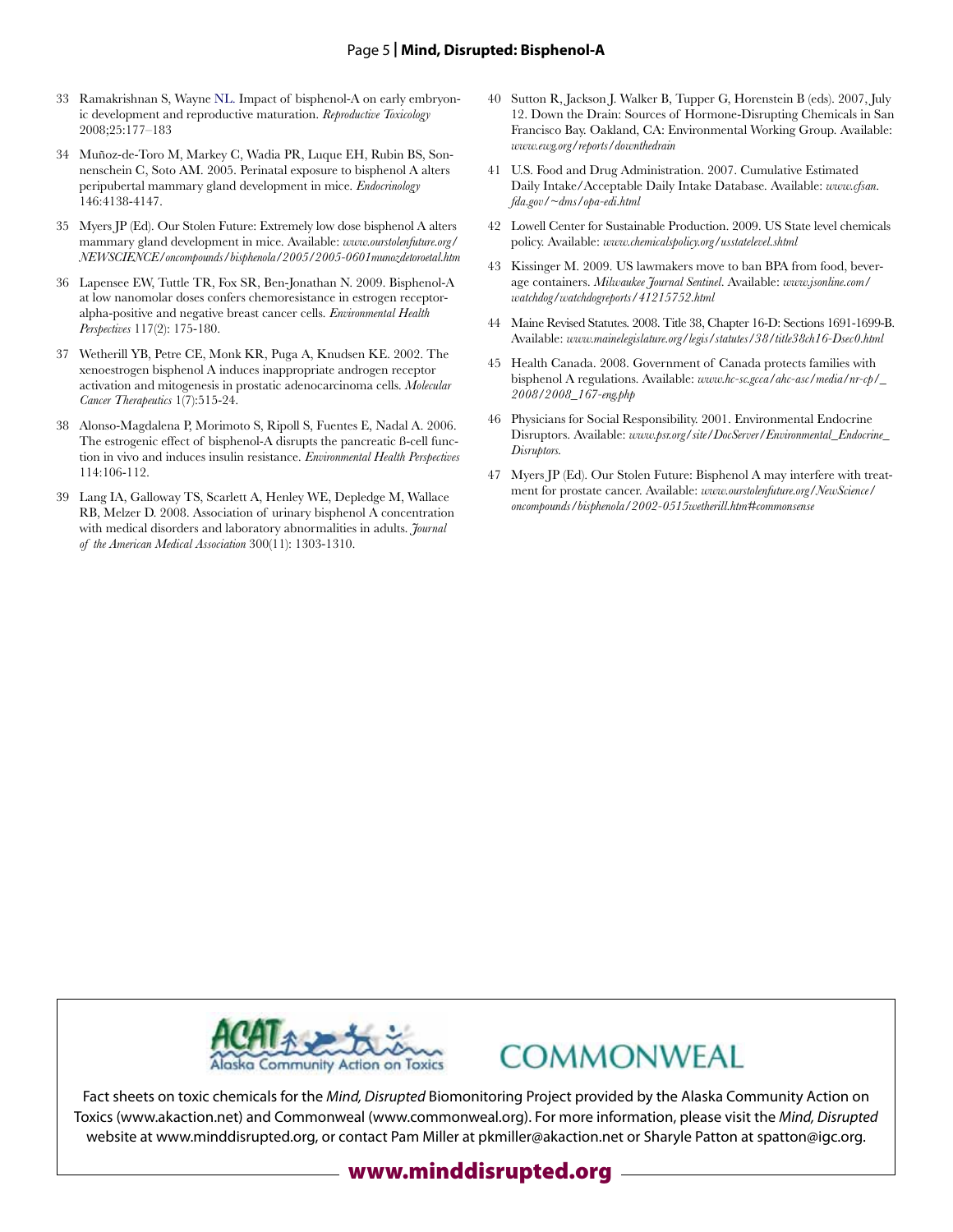33 Ramakrishnan S, Wayne NL. Impact of bisphenol-A on early embryonic development and reproductive maturation. *Reproductive Toxicology* 2008;25:177–183

34 Muñoz-de-Toro M, Markey C, Wadia PR, Luque EH, Rubin BS, Sonnenschein C, Soto AM. 2005. Perinatal exposure to bisphenol A alters peripubertal mammary gland development in mice. *Endocrinology* 146:4138-4147.

35 Myers JP (Ed). Our Stolen Future: Extremely low dose bisphenol A alters mammary gland development in mice. Available: *www.ourstolenfuture.org/NEWSCIENCE/oncompounds/bisphenola/2005/2005-0601munozdetoroetal.htm*

36 Lapensee EW, Tuttle TR, Fox SR, Ben-Jonathan N. 2009. Bisphenol-A at low nanomolar doses confers chemoresistance in estrogen receptor-alpha-positive and negative breast cancer cells. *Environmental Health Perspectives* 117(2): 175-180.

37 Wetherill YB, Petre CE, Monk KR, Puga A, Knudsen KE. 2002. The xenoestrogen bisphenol A induces inappropriate androgen receptor activation and mitogenesis in prostatic adenocarcinoma cells. *Molecular Cancer Therapeutics* 1(7):515-24.

38 Alonso-Magdalena P, Morimoto S, Ripoll S, Fuentes E, Nadal A. 2006. The estrogenic effect of bisphenol-A disrupts the pancreatic ß-cell function in vivo and induces insulin resistance. *Environmental Health Perspectives* 114:106-112.

39 Lang IA, Galloway TS, Scarlett A, Henley WE, Depledge M, Wallace RB, Melzer D. 2008. Association of urinary bisphenol A concentration with medical disorders and laboratory abnormalities in adults. *Journal of the American Medical Association* 300(11): 1303-1310.

40 Sutton R, Jackson J. Walker B, Tupper G, Horenstein B (eds). 2007, July 12. Down the Drain: Sources of Hormone-Disrupting Chemicals in San Francisco Bay. Oakland, CA: Environmental Working Group. Available: *www.ewg.org/reports/downthedrain*

41 U.S. Food and Drug Administration. 2007. Cumulative Estimated Daily Intake/Acceptable Daily Intake Database. Available: *www.cfsan.fda.gov/~dms/opa-edi.html*

42 Lowell Center for Sustainable Production. 2009. US State level chemicals policy. Available: *www.chemicalspolicy.org/usstatelevel.shtml*

43 Kissinger M. 2009. US lawmakers move to ban BPA from food, beverage containers. *Milwaukee Journal Sentinel*. Available: *www.jsonline.com/watchdog/watchdogreports/41215752.html*

44 Maine Revised Statutes. 2008. Title 38, Chapter 16-D: Sections 1691-1699-B. Available: *www.mainelegislature.org/legis/statutes/38/title38ch16-Dsec0.html*

45 Health Canada. 2008. Government of Canada protects families with bisphenol A regulations. Available: *www.hc-sc.gc.ca/ahc-asc/media/nr-cp/_2008/2008_167-eng.php*

46 Physicians for Social Responsibility. 2001. Environmental Endocrine Disruptors. Available: *www.psr.org/site/DocServer/Environmental_Endocrine_Disruptors.*

47 Myers JP (Ed). Our Stolen Future: Bisphenol A may interfere with treatment for prostate cancer. Available: *www.ourstolenfuture.org/NewScience/oncompounds/bisphenola/2002-0515wetherill.htm#commonsense*

ACAT Alaska Community Action on Toxics

COMMONWEAL

Fact sheets on toxic chemicals for the *Mind, Disrupted* Biomonitoring Project provided by the Alaska Community Action on Toxics (www.akaction.net) and Commonweal (www.commonweal.org). For more information, please visit the *Mind, Disrupted* website at www.minddisrupted.org, or contact Pam Miller at pkmiller@akaction.net or Sharyle Patton at spatton@igc.org.

**www.minddisrupted.org**